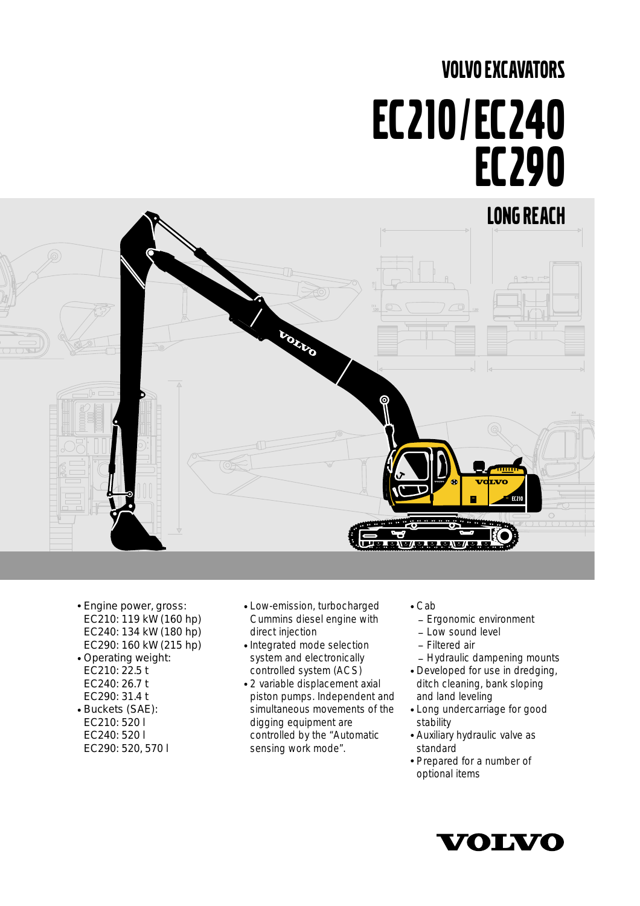# VOLVO EXCAVATORS

# EC210/EC240 EC290

## LONG REACH

- Engine power, gross:
  EC210: 119 kW (160 hp)
  EC240: 134 kW (180 hp)
  EC290: 160 kW (215 hp)
- Operating weight:
  EC210: 22.5 t
  EC240: 26.7 t
  EC290: 31.4 t
- Buckets (SAE):
  EC210: 520 l
  EC240: 520 l
  EC290: 520, 570 l

- Low-emission, turbocharged Cummins diesel engine with direct injection
- Integrated mode selection system and electronically controlled system (ACS)
- 2 variable displacement axial piston pumps. Independent and simultaneous movements of the digging equipment are controlled by the "Automatic sensing work mode".

- Cab
  - Ergonomic environment
  - Low sound level
  - Filtered air
  - Hydraulic dampening mounts
- Developed for use in dredging, ditch cleaning, bank sloping and land leveling
- Long undercarriage for good stability
- Auxiliary hydraulic valve as standard
- Prepared for a number of optional items

VOLVO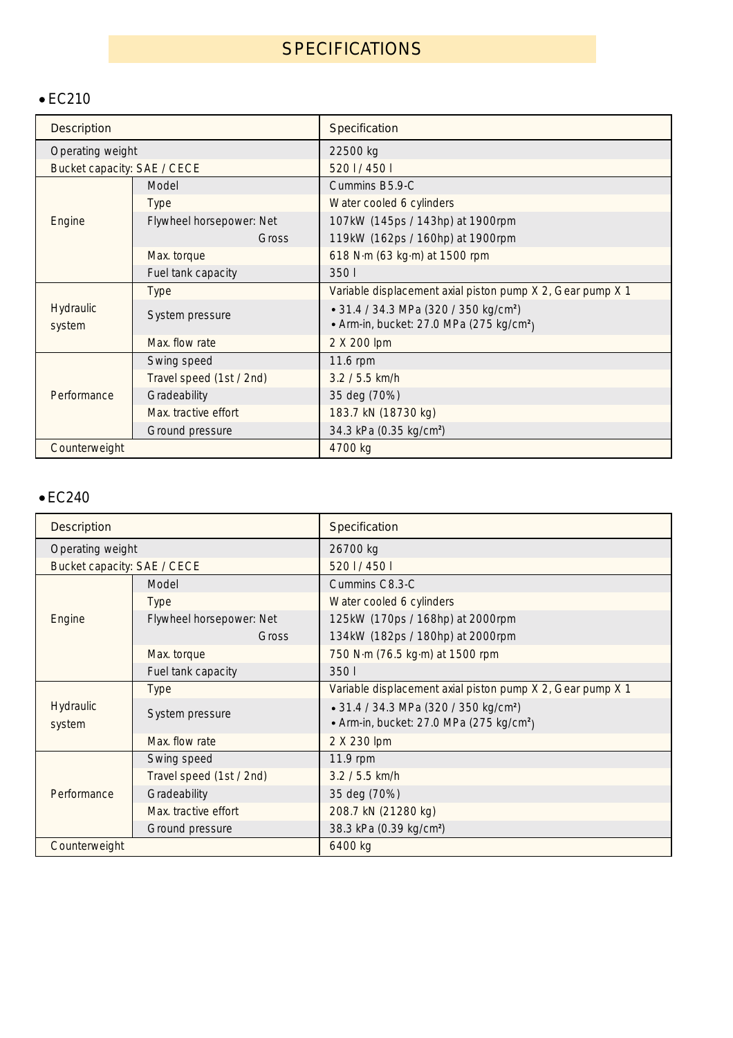# SPECIFICATIONS

## • EC210

| Description | | Specification |
|---|---|---|
| Operating weight | | 22500 kg |
| Bucket capacity: SAE / CECE | | 520 l / 450 l |
| Engine | Model | Cummins B5.9-C |
| | Type | Water cooled 6 cylinders |
| | Flywheel horsepower: Net | 107kW (145ps / 143hp) at 1900rpm |
| | Gross | 119kW (162ps / 160hp) at 1900rpm |
| | Max. torque | 618 N·m (63 kg·m) at 1500 rpm |
| | Fuel tank capacity | 350 l |
| Hydraulic system | Type | Variable displacement axial piston pump X 2, Gear pump X 1 |
| | System pressure | • 31.4 / 34.3 MPa (320 / 350 kg/cm²)<br>• Arm-in, bucket: 27.0 MPa (275 kg/cm²) |
| | Max. flow rate | 2 X 200 lpm |
| Performance | Swing speed | 11.6 rpm |
| | Travel speed (1st / 2nd) | 3.2 / 5.5 km/h |
| | Gradeability | 35 deg (70%) |
| | Max. tractive effort | 183.7 kN (18730 kg) |
| | Ground pressure | 34.3 kPa (0.35 kg/cm²) |
| Counterweight | | 4700 kg |

## • EC240

| Description | | Specification |
|---|---|---|
| Operating weight | | 26700 kg |
| Bucket capacity: SAE / CECE | | 520 l / 450 l |
| Engine | Model | Cummins C8.3-C |
| | Type | Water cooled 6 cylinders |
| | Flywheel horsepower: Net | 125kW (170ps / 168hp) at 2000rpm |
| | Gross | 134kW (182ps / 180hp) at 2000rpm |
| | Max. torque | 750 N·m (76.5 kg·m) at 1500 rpm |
| | Fuel tank capacity | 350 l |
| Hydraulic system | Type | Variable displacement axial piston pump X 2, Gear pump X 1 |
| | System pressure | • 31.4 / 34.3 MPa (320 / 350 kg/cm²)<br>• Arm-in, bucket: 27.0 MPa (275 kg/cm²) |
| | Max. flow rate | 2 X 230 lpm |
| Performance | Swing speed | 11.9 rpm |
| | Travel speed (1st / 2nd) | 3.2 / 5.5 km/h |
| | Gradeability | 35 deg (70%) |
| | Max. tractive effort | 208.7 kN (21280 kg) |
| | Ground pressure | 38.3 kPa (0.39 kg/cm²) |
| Counterweight | | 6400 kg |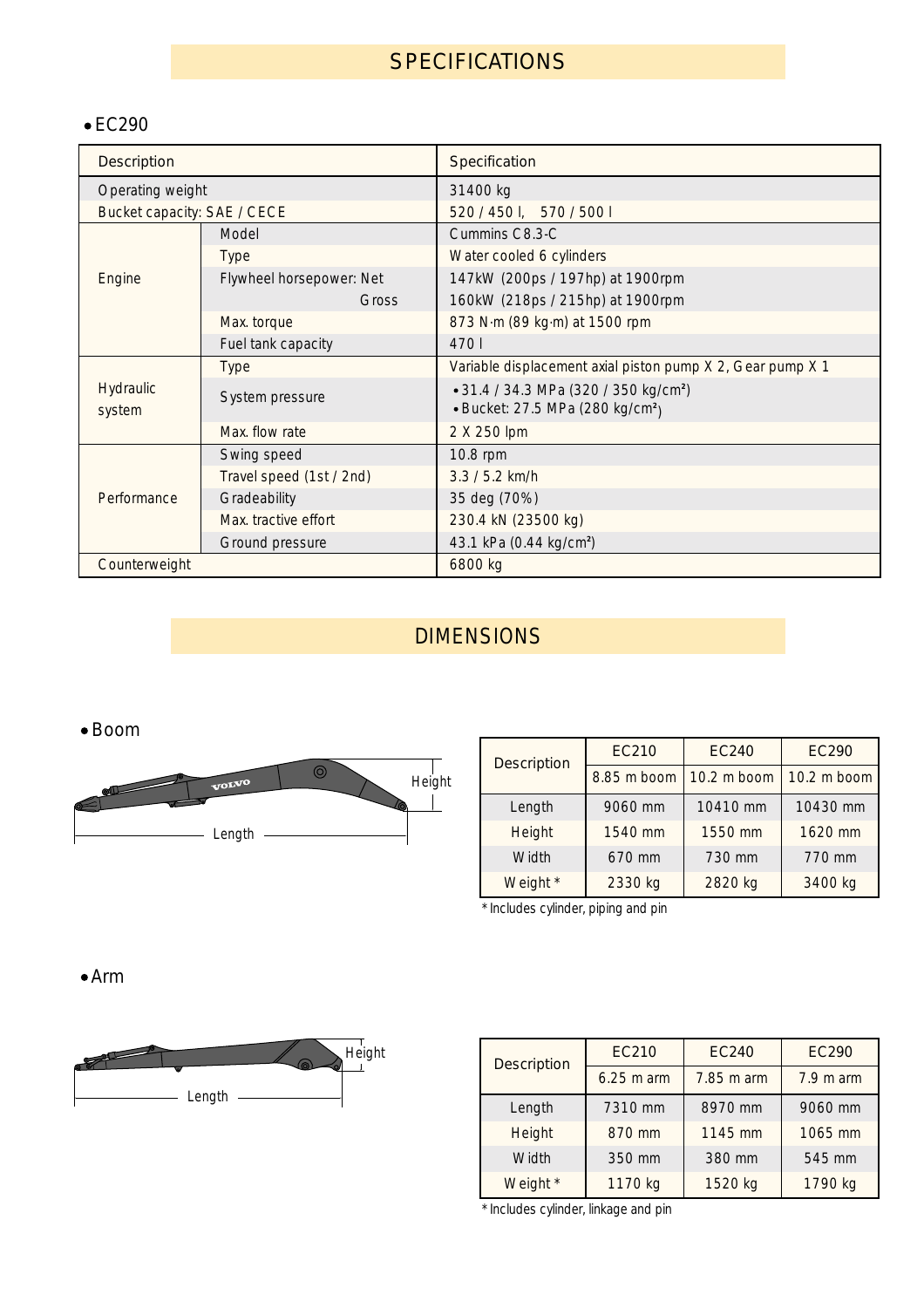# SPECIFICATIONS

- EC290

| Description | | Specification |
|---|---|---|
| Operating weight | | 31400 kg |
| Bucket capacity: SAE / CECE | | 520 / 450 l, 570 / 500 l |
| Engine | Model | Cummins C8.3-C |
| | Type | Water cooled 6 cylinders |
| | Flywheel horsepower: Net | 147kW (200ps / 197hp) at 1900rpm |
| | Gross | 160kW (218ps / 215hp) at 1900rpm |
| | Max. torque | 873 N·m (89 kg·m) at 1500 rpm |
| | Fuel tank capacity | 470 l |
| Hydraulic system | Type | Variable displacement axial piston pump X 2, Gear pump X 1 |
| | System pressure | • 31.4 / 34.3 MPa (320 / 350 kg/cm²) • Bucket: 27.5 MPa (280 kg/cm²) |
| | Max. flow rate | 2 X 250 lpm |
| Performance | Swing speed | 10.8 rpm |
| | Travel speed (1st / 2nd) | 3.3 / 5.2 km/h |
| | Gradeability | 35 deg (70%) |
| | Max. tractive effort | 230.4 kN (23500 kg) |
| | Ground pressure | 43.1 kPa (0.44 kg/cm²) |
| Counterweight | | 6800 kg |

# DIMENSIONS

- Boom

| Description | EC210 | EC240 | EC290 |
|---|---|---|---|
| | 8.85 m boom | 10.2 m boom | 10.2 m boom |
| Length | 9060 mm | 10410 mm | 10430 mm |
| Height | 1540 mm | 1550 mm | 1620 mm |
| Width | 670 mm | 730 mm | 770 mm |
| Weight * | 2330 kg | 2820 kg | 3400 kg |

* Includes cylinder, piping and pin

- Arm

| Description | EC210 | EC240 | EC290 |
|---|---|---|---|
| | 6.25 m arm | 7.85 m arm | 7.9 m arm |
| Length | 7310 mm | 8970 mm | 9060 mm |
| Height | 870 mm | 1145 mm | 1065 mm |
| Width | 350 mm | 380 mm | 545 mm |
| Weight * | 1170 kg | 1520 kg | 1790 kg |

* Includes cylinder, linkage and pin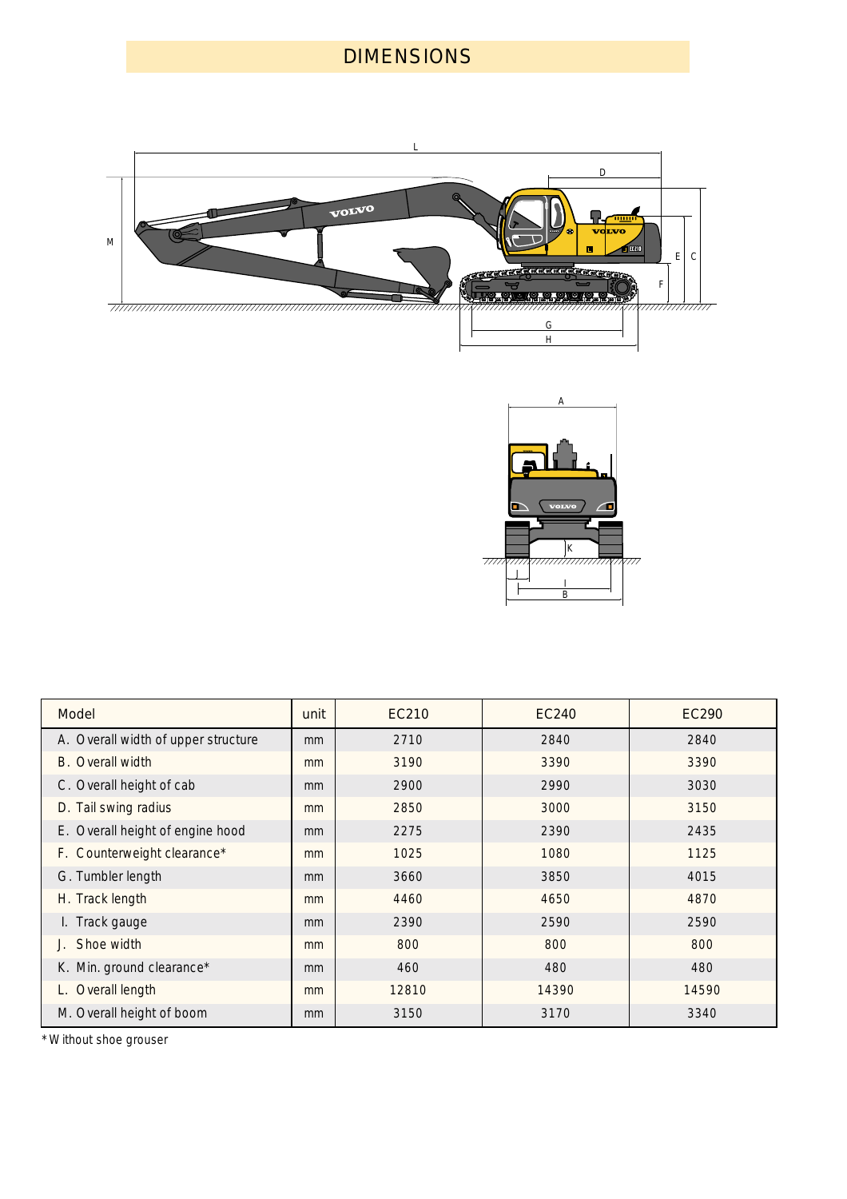# DIMENSIONS

| Model | unit | EC210 | EC240 | EC290 |
|---|---|---|---|---|
| A. Overall width of upper structure | mm | 2710 | 2840 | 2840 |
| B. Overall width | mm | 3190 | 3390 | 3390 |
| C. Overall height of cab | mm | 2900 | 2990 | 3030 |
| D. Tail swing radius | mm | 2850 | 3000 | 3150 |
| E. Overall height of engine hood | mm | 2275 | 2390 | 2435 |
| F. Counterweight clearance* | mm | 1025 | 1080 | 1125 |
| G. Tumbler length | mm | 3660 | 3850 | 4015 |
| H. Track length | mm | 4460 | 4650 | 4870 |
| I. Track gauge | mm | 2390 | 2590 | 2590 |
| J. Shoe width | mm | 800 | 800 | 800 |
| K. Min. ground clearance* | mm | 460 | 480 | 480 |
| L. Overall length | mm | 12810 | 14390 | 14590 |
| M. Overall height of boom | mm | 3150 | 3170 | 3340 |

*Without shoe grouser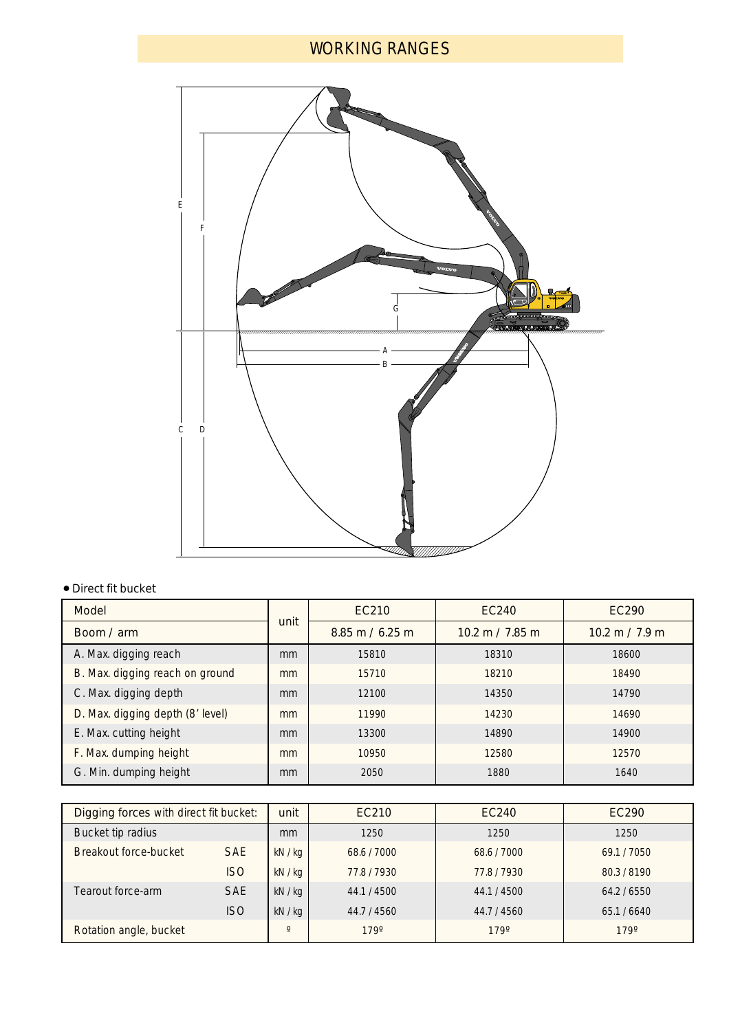# WORKING RANGES

• Direct fit bucket

| Model | unit | EC210 | EC240 | EC290 |
|---|---|---|---|---|
| Boom / arm | | 8.85 m / 6.25 m | 10.2 m / 7.85 m | 10.2 m / 7.9 m |
| A. Max. digging reach | mm | 15810 | 18310 | 18600 |
| B. Max. digging reach on ground | mm | 15710 | 18210 | 18490 |
| C. Max. digging depth | mm | 12100 | 14350 | 14790 |
| D. Max. digging depth (8' level) | mm | 11990 | 14230 | 14690 |
| E. Max. cutting height | mm | 13300 | 14890 | 14900 |
| F. Max. dumping height | mm | 10950 | 12580 | 12570 |
| G. Min. dumping height | mm | 2050 | 1880 | 1640 |

| Digging forces with direct fit bucket: | | unit | EC210 | EC240 | EC290 |
|---|---|---|---|---|---|
| Bucket tip radius | | mm | 1250 | 1250 | 1250 |
| Breakout force-bucket | SAE | kN / kg | 68.6 / 7000 | 68.6 / 7000 | 69.1 / 7050 |
| | ISO | kN / kg | 77.8 / 7930 | 77.8 / 7930 | 80.3 / 8190 |
| Tearout force-arm | SAE | kN / kg | 44.1 / 4500 | 44.1 / 4500 | 64.2 / 6550 |
| | ISO | kN / kg | 44.7 / 4560 | 44.7 / 4560 | 65.1 / 6640 |
| Rotation angle, bucket | | º | 179º | 179º | 179º |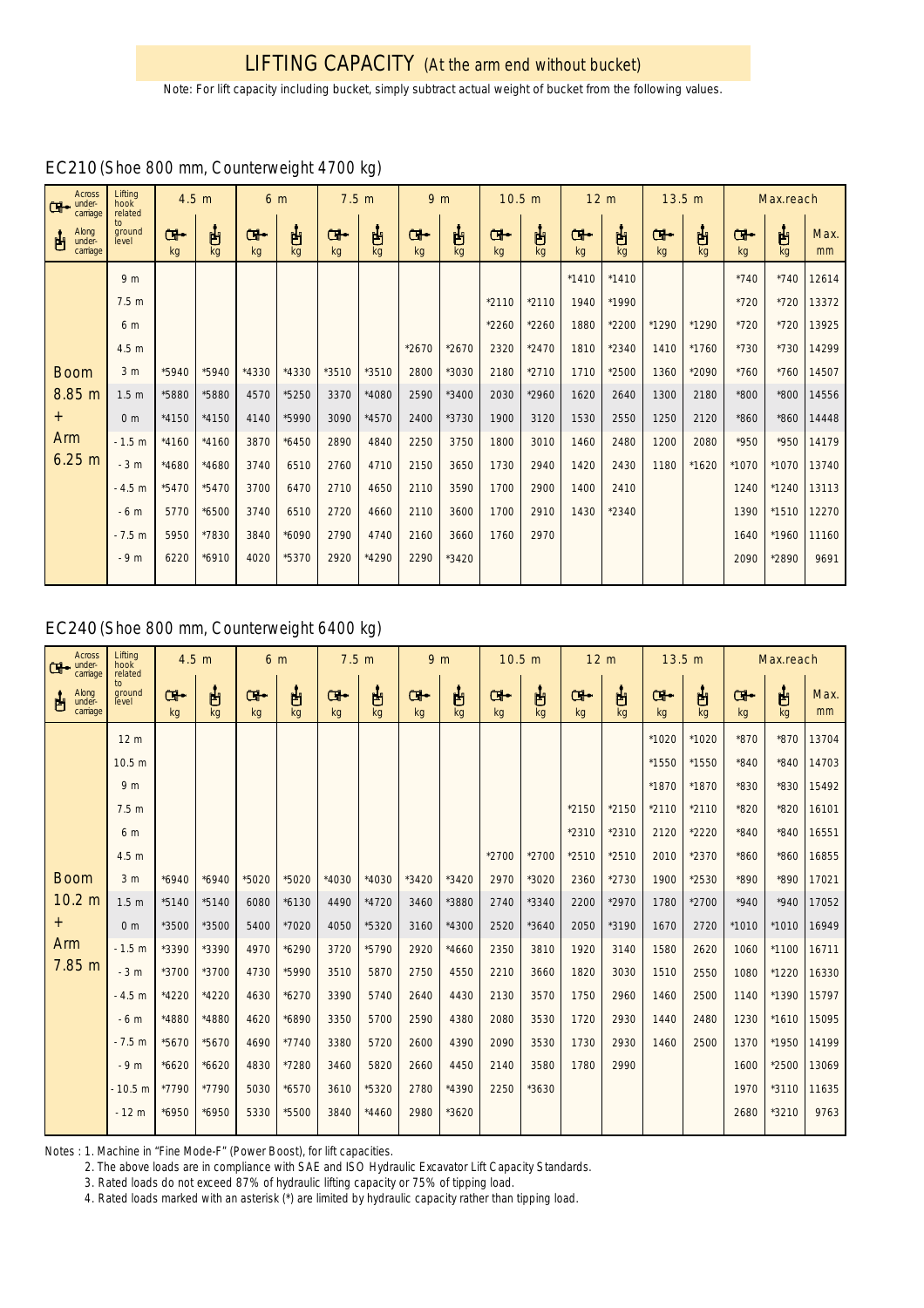# LIFTING CAPACITY (At the arm end without bucket)

Note: For lift capacity including bucket, simply subtract actual weight of bucket from the following values.

## EC210 (Shoe 800 mm, Counterweight 4700 kg)

| Across under-carriage / Along under-carriage | Lifting hook related to ground level | 4.5 m | | 6 m | | 7.5 m | | 9 m | | 10.5 m | | 12 m | | 13.5 m | | Max.reach | | |
|---|---|---|---|---|---|---|---|---|---|---|---|---|---|---|---|---|---|---|
| | | Across kg | Along kg | Across kg | Along kg | Across kg | Along kg | Across kg | Along kg | Across kg | Along kg | Across kg | Along kg | Across kg | Along kg | Across kg | Along kg | Max. mm |
| Boom 8.85 m + Arm 6.25 m | 9 m | | | | | | | | | | | *1410 | *1410 | | | *740 | *740 | 12614 |
| | 7.5 m | | | | | | | | | *2110 | *2110 | 1940 | *1990 | | | *720 | *720 | 13372 |
| | 6 m | | | | | | | | | *2260 | *2260 | 1880 | *2200 | *1290 | *1290 | *720 | *720 | 13925 |
| | 4.5 m | | | | | | | *2670 | *2670 | 2320 | *2470 | 1810 | *2340 | 1410 | *1760 | *730 | *730 | 14299 |
| | 3 m | *5940 | *5940 | *4330 | *4330 | *3510 | *3510 | 2800 | *3030 | 2180 | *2710 | 1710 | *2500 | 1360 | *2090 | *760 | *760 | 14507 |
| | 1.5 m | *5880 | *5880 | 4570 | *5250 | 3370 | *4080 | 2590 | *3400 | 2030 | *2960 | 1620 | 2640 | 1300 | 2180 | *800 | *800 | 14556 |
| | 0 m | *4150 | *4150 | 4140 | *5990 | 3090 | *4570 | 2400 | *3730 | 1900 | 3120 | 1530 | 2550 | 1250 | 2120 | *860 | *860 | 14448 |
| | -1.5 m | *4160 | *4160 | 3870 | *6450 | 2890 | 4840 | 2250 | 3750 | 1800 | 3010 | 1460 | 2480 | 1200 | 2080 | *950 | *950 | 14179 |
| | -3 m | *4680 | *4680 | 3740 | 6510 | 2760 | 4710 | 2150 | 3650 | 1730 | 2940 | 1420 | 2430 | 1180 | *1620 | *1070 | *1070 | 13740 |
| | -4.5 m | *5470 | *5470 | 3700 | 6470 | 2710 | 4650 | 2110 | 3590 | 1700 | 2900 | 1400 | 2410 | | | 1240 | *1240 | 13113 |
| | -6 m | 5770 | *6500 | 3740 | 6510 | 2720 | 4660 | 2110 | 3600 | 1700 | 2910 | 1430 | *2340 | | | 1390 | *1510 | 12270 |
| | -7.5 m | 5950 | *7830 | 3840 | *6090 | 2790 | 4740 | 2160 | 3660 | 1760 | 2970 | | | | | 1640 | *1960 | 11160 |
| | -9 m | 6220 | *6910 | 4020 | *5370 | 2920 | *4290 | 2290 | *3420 | | | | | | | 2090 | *2890 | 9691 |

## EC240 (Shoe 800 mm, Counterweight 6400 kg)

| Across under-carriage / Along under-carriage | Lifting hook related to ground level | 4.5 m | | 6 m | | 7.5 m | | 9 m | | 10.5 m | | 12 m | | 13.5 m | | Max.reach | | |
|---|---|---|---|---|---|---|---|---|---|---|---|---|---|---|---|---|---|---|
| | | Across kg | Along kg | Across kg | Along kg | Across kg | Along kg | Across kg | Along kg | Across kg | Along kg | Across kg | Along kg | Across kg | Along kg | Across kg | Along kg | Max. mm |
| Boom 10.2 m + Arm 7.85 m | 12 m | | | | | | | | | | | | | *1020 | *1020 | *870 | *870 | 13704 |
| | 10.5 m | | | | | | | | | | | | | *1550 | *1550 | *840 | *840 | 14703 |
| | 9 m | | | | | | | | | | | | | *1870 | *1870 | *830 | *830 | 15492 |
| | 7.5 m | | | | | | | | | | | *2150 | *2150 | *2110 | *2110 | *820 | *820 | 16101 |
| | 6 m | | | | | | | | | | | *2310 | *2310 | 2120 | *2220 | *840 | *840 | 16551 |
| | 4.5 m | | | | | | | | | *2700 | *2700 | *2510 | *2510 | 2010 | *2370 | *860 | *860 | 16855 |
| | 3 m | *6940 | *6940 | *5020 | *5020 | *4030 | *4030 | *3420 | *3420 | 2970 | *3020 | 2360 | *2730 | 1900 | *2530 | *890 | *890 | 17021 |
| | 1.5 m | *5140 | *5140 | 6080 | *6130 | 4490 | *4720 | 3460 | *3880 | 2740 | *3340 | 2200 | *2970 | 1780 | *2700 | *940 | *940 | 17052 |
| | 0 m | *3500 | *3500 | 5400 | *7020 | 4050 | *5320 | 3160 | *4300 | 2520 | *3640 | 2050 | *3190 | 1670 | 2720 | *1010 | *1010 | 16949 |
| | -1.5 m | *3390 | *3390 | 4970 | *6290 | 3720 | *5790 | 2920 | *4660 | 2350 | 3810 | 1920 | 3140 | 1580 | 2620 | 1060 | *1100 | 16711 |
| | -3 m | *3700 | *3700 | 4730 | *5990 | 3510 | 5870 | 2750 | 4550 | 2210 | 3660 | 1820 | 3030 | 1510 | 2550 | 1080 | *1220 | 16330 |
| | -4.5 m | *4220 | *4220 | 4630 | *6270 | 3390 | 5740 | 2640 | 4430 | 2130 | 3570 | 1750 | 2960 | 1460 | 2500 | 1140 | *1390 | 15797 |
| | -6 m | *4880 | *4880 | 4620 | *6890 | 3350 | 5700 | 2590 | 4380 | 2080 | 3530 | 1720 | 2930 | 1440 | 2480 | 1230 | *1610 | 15095 |
| | -7.5 m | *5670 | *5670 | 4690 | *7740 | 3380 | 5720 | 2600 | 4390 | 2090 | 3530 | 1730 | 2930 | 1460 | 2500 | 1370 | *1950 | 14199 |
| | -9 m | *6620 | *6620 | 4830 | *7280 | 3460 | 5820 | 2660 | 4450 | 2140 | 3580 | 1780 | 2990 | | | 1600 | *2500 | 13069 |
| | -10.5 m | *7790 | *7790 | 5030 | *6570 | 3610 | *5320 | 2780 | *4390 | 2250 | *3630 | | | | | 1970 | *3110 | 11635 |
| | -12 m | *6950 | *6950 | 5330 | *5500 | 3840 | *4460 | 2980 | *3620 | | | | | | | 2680 | *3210 | 9763 |

Notes : 1. Machine in "Fine Mode-F" (Power Boost), for lift capacities.
2. The above loads are in compliance with SAE and ISO Hydraulic Excavator Lift Capacity Standards.
3. Rated loads do not exceed 87% of hydraulic lifting capacity or 75% of tipping load.
4. Rated loads marked with an asterisk (*) are limited by hydraulic capacity rather than tipping load.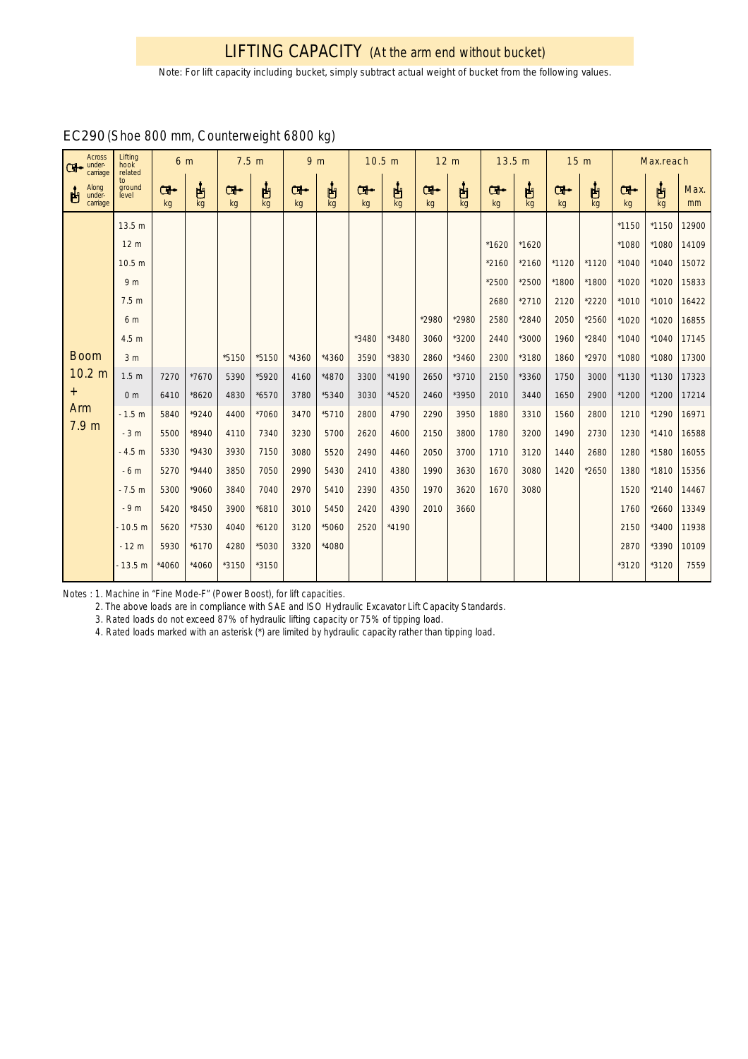# LIFTING CAPACITY (At the arm end without bucket)

Note: For lift capacity including bucket, simply subtract actual weight of bucket from the following values.

## EC290 (Shoe 800 mm, Counterweight 6800 kg)

| Across undercarriage / Along undercarriage | Lifting hook related to ground level | 6 m | | 7.5 m | | 9 m | | 10.5 m | | 12 m | | 13.5 m | | 15 m | | Max.reach | | |
|---|---|---|---|---|---|---|---|---|---|---|---|---|---|---|---|---|---|---|
| | | Across kg | Along kg | Across kg | Along kg | Across kg | Along kg | Across kg | Along kg | Across kg | Along kg | Across kg | Along kg | Across kg | Along kg | Across kg | Along kg | Max. mm |
| Boom 10.2 m + Arm 7.9 m | 13.5 m | | | | | | | | | | | | | | | *1150 | *1150 | 12900 |
| | 12 m | | | | | | | | | | | *1620 | *1620 | | | *1080 | *1080 | 14109 |
| | 10.5 m | | | | | | | | | | | *2160 | *2160 | *1120 | *1120 | *1040 | *1040 | 15072 |
| | 9 m | | | | | | | | | | | *2500 | *2500 | *1800 | *1800 | *1020 | *1020 | 15833 |
| | 7.5 m | | | | | | | | | | | 2680 | *2710 | 2120 | *2220 | *1010 | *1010 | 16422 |
| | 6 m | | | | | | | | | *2980 | *2980 | 2580 | *2840 | 2050 | *2560 | *1020 | *1020 | 16855 |
| | 4.5 m | | | | | | | *3480 | *3480 | 3060 | *3200 | 2440 | *3000 | 1960 | *2840 | *1040 | *1040 | 17145 |
| | 3 m | | | *5150 | *5150 | *4360 | *4360 | 3590 | *3830 | 2860 | *3460 | 2300 | *3180 | 1860 | *2970 | *1080 | *1080 | 17300 |
| | 1.5 m | 7270 | *7670 | 5390 | *5920 | 4160 | *4870 | 3300 | *4190 | 2650 | *3710 | 2150 | *3360 | 1750 | 3000 | *1130 | *1130 | 17323 |
| | 0 m | 6410 | *8620 | 4830 | *6570 | 3780 | *5340 | 3030 | *4520 | 2460 | *3950 | 2010 | 3440 | 1650 | 2900 | *1200 | *1200 | 17214 |
| | -1.5 m | 5840 | *9240 | 4400 | *7060 | 3470 | *5710 | 2800 | 4790 | 2290 | 3950 | 1880 | 3310 | 1560 | 2800 | 1210 | *1290 | 16971 |
| | -3 m | 5500 | *8940 | 4110 | 7340 | 3230 | 5700 | 2620 | 4600 | 2150 | 3800 | 1780 | 3200 | 1490 | 2730 | 1230 | *1410 | 16588 |
| | -4.5 m | 5330 | *9430 | 3930 | 7150 | 3080 | 5520 | 2490 | 4460 | 2050 | 3700 | 1710 | 3120 | 1440 | 2680 | 1280 | *1580 | 16055 |
| | -6 m | 5270 | *9440 | 3850 | 7050 | 2990 | 5430 | 2410 | 4380 | 1990 | 3630 | 1670 | 3080 | 1420 | *2650 | 1380 | *1810 | 15356 |
| | -7.5 m | 5300 | *9060 | 3840 | 7040 | 2970 | 5410 | 2390 | 4350 | 1970 | 3620 | 1670 | 3080 | | | 1520 | *2140 | 14467 |
| | -9 m | 5420 | *8450 | 3900 | *6810 | 3010 | 5450 | 2420 | 4390 | 2010 | 3660 | | | | | 1760 | *2660 | 13349 |
| | -10.5 m | 5620 | *7530 | 4040 | *6120 | 3120 | *5060 | 2520 | *4190 | | | | | | | 2150 | *3400 | 11938 |
| | -12 m | 5930 | *6170 | 4280 | *5030 | 3320 | *4080 | | | | | | | | | 2870 | *3390 | 10109 |
| | -13.5 m | *4060 | *4060 | *3150 | *3150 | | | | | | | | | | | *3120 | *3120 | 7559 |

Notes : 1. Machine in "Fine Mode-F" (Power Boost), for lift capacities.
2. The above loads are in compliance with SAE and ISO Hydraulic Excavator Lift Capacity Standards.
3. Rated loads do not exceed 87% of hydraulic lifting capacity or 75% of tipping load.
4. Rated loads marked with an asterisk (*) are limited by hydraulic capacity rather than tipping load.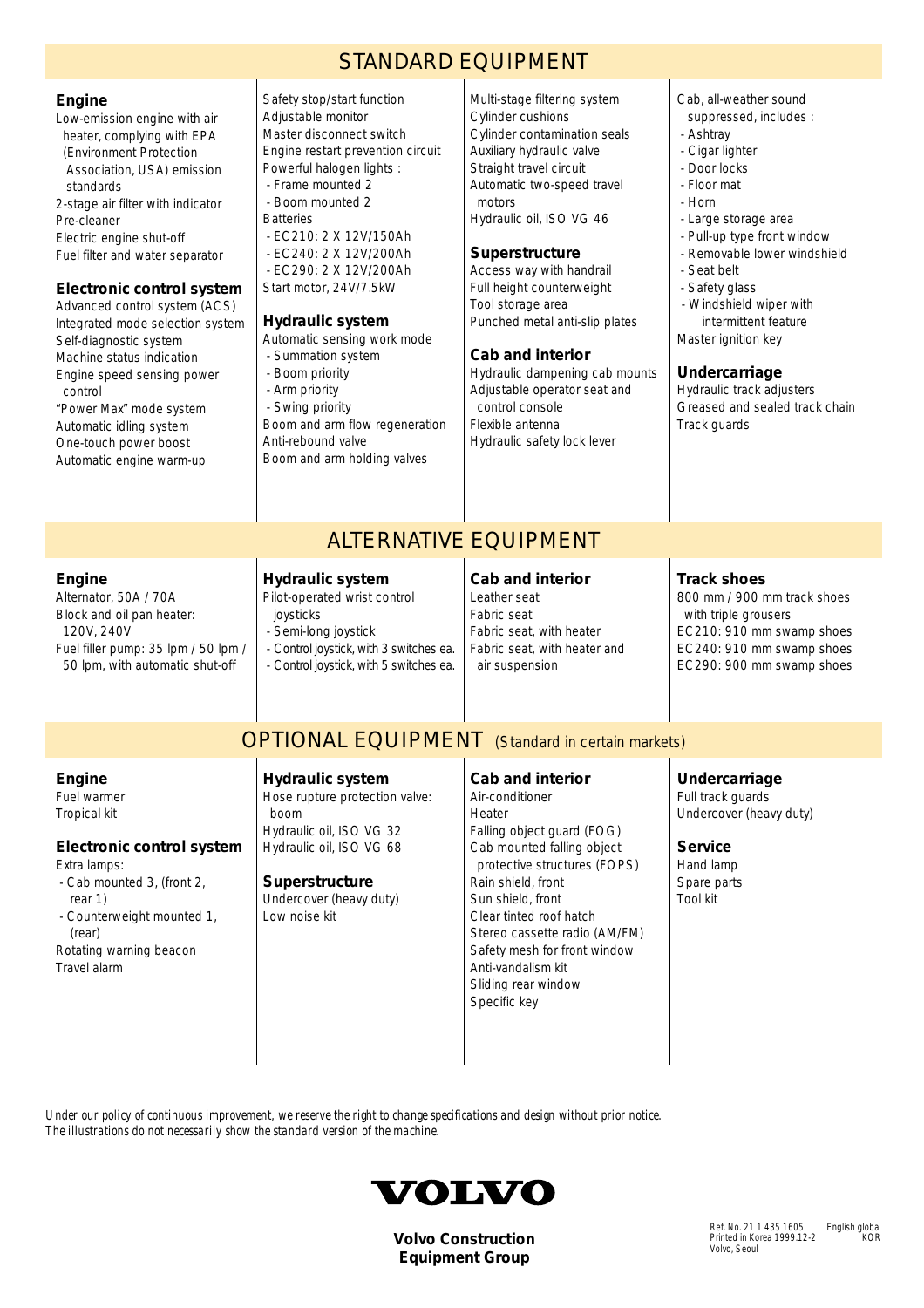# STANDARD EQUIPMENT

### Engine

Low-emission engine with air heater, complying with EPA (Environment Protection Association, USA) emission standards
2-stage air filter with indicator
Pre-cleaner
Electric engine shut-off
Fuel filter and water separator

### Electronic control system

Advanced control system (ACS)
Integrated mode selection system
Self-diagnostic system
Machine status indication
Engine speed sensing power control
"Power Max" mode system
Automatic idling system
One-touch power boost
Automatic engine warm-up
Safety stop/start function
Adjustable monitor
Master disconnect switch
Engine restart prevention circuit
Powerful halogen lights :
- Frame mounted 2
- Boom mounted 2

Batteries
- EC210: 2 X 12V/150Ah
- EC240: 2 X 12V/200Ah
- EC290: 2 X 12V/200Ah

Start motor, 24V/7.5kW

### Hydraulic system

Automatic sensing work mode
- Summation system
- Boom priority
- Arm priority
- Swing priority

Boom and arm flow regeneration
Anti-rebound valve
Boom and arm holding valves
Multi-stage filtering system
Cylinder cushions
Cylinder contamination seals
Auxiliary hydraulic valve
Straight travel circuit
Automatic two-speed travel motors
Hydraulic oil, ISO VG 46

### Superstructure

Access way with handrail
Full height counterweight
Tool storage area
Punched metal anti-slip plates

### Cab and interior

Hydraulic dampening cab mounts
Adjustable operator seat and control console
Flexible antenna
Hydraulic safety lock lever
Cab, all-weather sound suppressed, includes :
- Ashtray
- Cigar lighter
- Door locks
- Floor mat
- Horn
- Large storage area
- Pull-up type front window
- Removable lower windshield
- Seat belt
- Safety glass
- Windshield wiper with intermittent feature

Master ignition key

### Undercarriage

Hydraulic track adjusters
Greased and sealed track chain
Track guards

# ALTERNATIVE EQUIPMENT

### Engine

Alternator, 50A / 70A
Block and oil pan heater: 120V, 240V
Fuel filler pump: 35 lpm / 50 lpm / 50 lpm, with automatic shut-off

### Hydraulic system

Pilot-operated wrist control joysticks
- Semi-long joystick
- Control joystick, with 3 switches ea.
- Control joystick, with 5 switches ea.

### Cab and interior

Leather seat
Fabric seat
Fabric seat, with heater
Fabric seat, with heater and air suspension

### Track shoes

800 mm / 900 mm track shoes with triple grousers
EC210: 910 mm swamp shoes
EC240: 910 mm swamp shoes
EC290: 900 mm swamp shoes

# OPTIONAL EQUIPMENT (Standard in certain markets)

### Engine

Fuel warmer
Tropical kit

### Electronic control system

Extra lamps:
- Cab mounted 3, (front 2, rear 1)
- Counterweight mounted 1, (rear)

Rotating warning beacon
Travel alarm

### Hydraulic system

Hose rupture protection valve: boom
Hydraulic oil, ISO VG 32
Hydraulic oil, ISO VG 68

### Superstructure

Undercover (heavy duty)
Low noise kit

### Cab and interior

Air-conditioner
Heater
Falling object guard (FOG)
Cab mounted falling object protective structures (FOPS)
Rain shield, front
Sun shield, front
Clear tinted roof hatch
Stereo cassette radio (AM/FM)
Safety mesh for front window
Anti-vandalism kit
Sliding rear window
Specific key

### Undercarriage

Full track guards
Undercover (heavy duty)

### Service

Hand lamp
Spare parts
Tool kit

*Under our policy of continuous improvement, we reserve the right to change specifications and design without prior notice.*
*The illustrations do not necessarily show the standard version of the machine.*

VOLVO

**Volvo Construction Equipment Group**

Ref. No. 21 1 435 1605 English global
Printed in Korea 1999.12-2 KOR
Volvo, Seoul